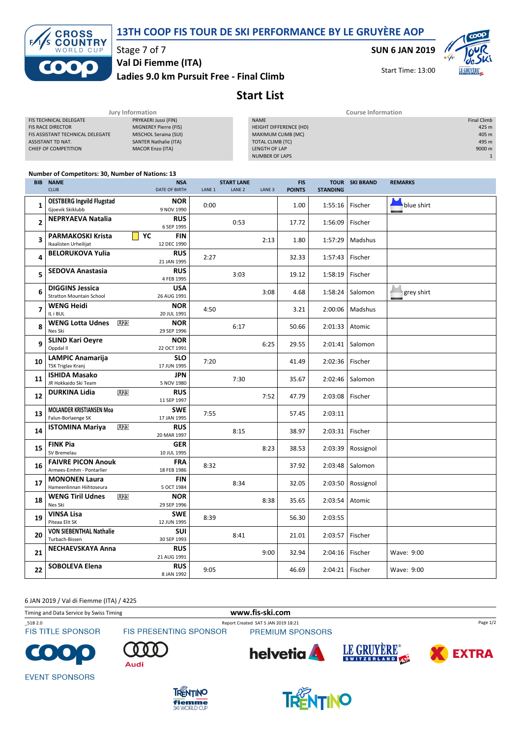# 13TH COOP FIS TOUR DE SKI PERFORMANCE BY LE GRUYÈRE AOP

Stage 7 of 7

**Val Di Fiemme (ITA)**

**Ladies 9.0 km Pursuit Free - Final Climb**

SUN 6 JAN 2019

Start Time: 13:00

## Start List

**Jury Information**

| | |
|---|---|
| FIS TECHNICAL DELEGATE | PRYKAERI Jussi (FIN) |
| FIS RACE DIRECTOR | MIGNEREY Pierre (FIS) |
| FIS ASSISTANT TECHNICAL DELEGATE | MISCHOL Seraina (SUI) |
| ASSISTANT TD NAT. | SANTER Nathalie (ITA) |
| CHIEF OF COMPETITION | MACOR Enzo (ITA) |

**Course Information**

| | |
|---|---|
| NAME | Final Climb |
| HEIGHT DIFFERENCE (HD) | 425 m |
| MAXIMUM CLIMB (MC) | 405 m |
| TOTAL CLIMB (TC) | 495 m |
| LENGTH OF LAP | 9000 m |
| NUMBER OF LAPS | 1 |

**Number of Competitors: 30, Number of Nations: 13**

| BIB | NAME / CLUB | | NSA / DATE OF BIRTH | START LANE 1 | START LANE 2 | START LANE 3 | FIS POINTS | TOUR STANDING | SKI BRAND | REMARKS |
|---|---|---|---|---|---|---|---|---|---|---|
| 1 | OESTBERG Ingvild Flugstad<br>Gjoevik Skiklubb | | NOR<br>9 NOV 1990 | 0:00 | | | 1.00 | 1:55:16 | Fischer | blue shirt |
| 2 | NEPRYAEVA Natalia | | RUS<br>6 SEP 1995 | | 0:53 | | 17.72 | 1:56:09 | Fischer | |
| 3 | PARMAKOSKI Krista<br>Ikaalisten Urheilijat | YC | FIN<br>12 DEC 1990 | | | 2:13 | 1.80 | 1:57:29 | Madshus | |
| 4 | BELORUKOVA Yulia | | RUS<br>21 JAN 1995 | 2:27 | | | 32.33 | 1:57:43 | Fischer | |
| 5 | SEDOVA Anastasia | | RUS<br>4 FEB 1995 | | 3:03 | | 19.12 | 1:58:19 | Fischer | |
| 6 | DIGGINS Jessica<br>Stratton Mountain School | | USA<br>26 AUG 1991 | | | 3:08 | 4.68 | 1:58:24 | Salomon | grey shirt |
| 7 | WENG Heidi<br>IL i BUL | | NOR<br>20 JUL 1991 | 4:50 | | | 3.21 | 2:00:06 | Madshus | |
| 8 | WENG Lotta Udnes<br>Nes Ski | U23 | NOR<br>29 SEP 1996 | | 6:17 | | 50.66 | 2:01:33 | Atomic | |
| 9 | SLIND Kari Oeyre<br>Oppdal Il | | NOR<br>22 OCT 1991 | | | 6:25 | 29.55 | 2:01:41 | Salomon | |
| 10 | LAMPIC Anamarija<br>TSK Triglav Kranj | | SLO<br>17 JUN 1995 | 7:20 | | | 41.49 | 2:02:36 | Fischer | |
| 11 | ISHIDA Masako<br>JR Hokkaido Ski Team | | JPN<br>5 NOV 1980 | | 7:30 | | 35.67 | 2:02:46 | Salomon | |
| 12 | DURKINA Lidia | U23 | RUS<br>11 SEP 1997 | | | 7:52 | 47.79 | 2:03:08 | Fischer | |
| 13 | MOLANDER KRISTIANSEN Moa<br>Falun-Borlaenge SK | | SWE<br>17 JAN 1995 | 7:55 | | | 57.45 | 2:03:11 | | |
| 14 | ISTOMINA Mariya | U23 | RUS<br>20 MAR 1997 | | 8:15 | | 38.97 | 2:03:31 | Fischer | |
| 15 | FINK Pia<br>SV Bremelau | | GER<br>10 JUL 1995 | | | 8:23 | 38.53 | 2:03:39 | Rossignol | |
| 16 | FAIVRE PICON Anouk<br>Armees-Emhm - Pontarlier | | FRA<br>18 FEB 1986 | 8:32 | | | 37.92 | 2:03:48 | Salomon | |
| 17 | MONONEN Laura<br>Hameenlinnan Hiihtoseura | | FIN<br>5 OCT 1984 | | 8:34 | | 32.05 | 2:03:50 | Rossignol | |
| 18 | WENG Tiril Udnes<br>Nes Ski | U23 | NOR<br>29 SEP 1996 | | | 8:38 | 35.65 | 2:03:54 | Atomic | |
| 19 | VINSA Lisa<br>Piteaa Elit SK | | SWE<br>12 JUN 1995 | 8:39 | | | 56.30 | 2:03:55 | | |
| 20 | VON SIEBENTHAL Nathalie<br>Turbach-Bissen | | SUI<br>30 SEP 1993 | | 8:41 | | 21.01 | 2:03:57 | Fischer | |
| 21 | NECHAEVSKAYA Anna | | RUS<br>21 AUG 1991 | | | 9:00 | 32.94 | 2:04:16 | Fischer | Wave: 9:00 |
| 22 | SOBOLEVA Elena | | RUS<br>8 JAN 1992 | 9:05 | | | 46.69 | 2:04:21 | Fischer | Wave: 9:00 |

6 JAN 2019 / Val di Fiemme (ITA) / 4225

Timing and Data Service by Swiss Timing

www.fis-ski.com

_51B 2.0 Report Created SAT 5 JAN 2019 18:21

FIS TITLE SPONSOR FIS PRESENTING SPONSOR PREMIUM SPONSORS

EVENT SPONSORS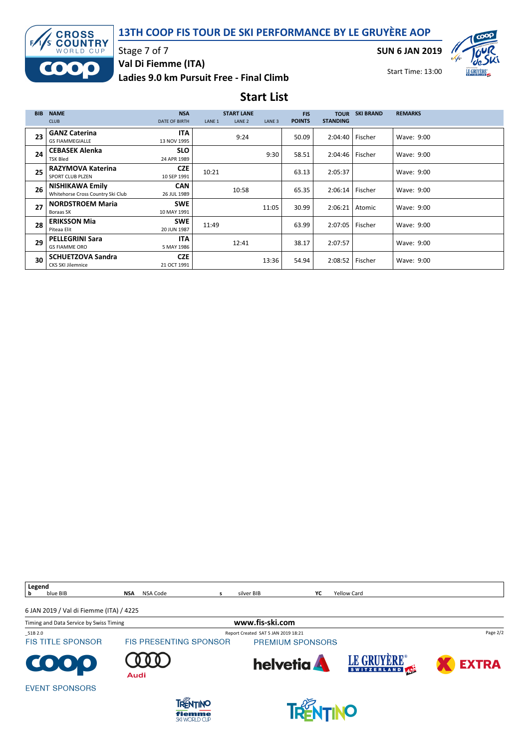# 13TH COOP FIS TOUR DE SKI PERFORMANCE BY LE GRUYÈRE AOP

Stage 7 of 7

**SUN 6 JAN 2019**

**Val Di Fiemme (ITA)**

**Ladies 9.0 km Pursuit Free - Final Climb**

Start Time: 13:00

## Start List

| BIB | NAME / CLUB | NSA / DATE OF BIRTH | LANE 1 | LANE 2 | LANE 3 | FIS POINTS | TOUR STANDING | SKI BRAND | REMARKS |
|---|---|---|---|---|---|---|---|---|---|
| 23 | **GANZ Caterina** GS FIAMMEGIALLE | **ITA** 13 NOV 1995 | | 9:24 | | 50.09 | 2:04:40 | Fischer | Wave: 9:00 |
| 24 | **CEBASEK Alenka** TSK Bled | **SLO** 24 APR 1989 | | | 9:30 | 58.51 | 2:04:46 | Fischer | Wave: 9:00 |
| 25 | **RAZYMOVA Katerina** SPORT CLUB PLZEN | **CZE** 10 SEP 1991 | 10:21 | | | 63.13 | 2:05:37 | | Wave: 9:00 |
| 26 | **NISHIKAWA Emily** Whitehorse Cross Country Ski Club | **CAN** 26 JUL 1989 | | 10:58 | | 65.35 | 2:06:14 | Fischer | Wave: 9:00 |
| 27 | **NORDSTROEM Maria** Boraas SK | **SWE** 10 MAY 1991 | | | 11:05 | 30.99 | 2:06:21 | Atomic | Wave: 9:00 |
| 28 | **ERIKSSON Mia** Piteaa Elit | **SWE** 20 JUN 1987 | 11:49 | | | 63.99 | 2:07:05 | Fischer | Wave: 9:00 |
| 29 | **PELLEGRINI Sara** GS FIAMME ORO | **ITA** 5 MAY 1986 | | 12:41 | | 38.17 | 2:07:57 | | Wave: 9:00 |
| 30 | **SCHUETZOVA Sandra** CKS SKI Jilemnice | **CZE** 21 OCT 1991 | | | 13:36 | 54.94 | 2:08:52 | Fischer | Wave: 9:00 |

**Legend**
b blue BIB | NSA NSA Code | s silver BIB | YC Yellow Card

6 JAN 2019 / Val di Fiemme (ITA) / 4225

Timing and Data Service by Swiss Timing

www.fis-ski.com

_51B 2.0

Report Created SAT 5 JAN 2019 18:21

FIS TITLE SPONSOR

FIS PRESENTING SPONSOR

PREMIUM SPONSORS

EVENT SPONSORS